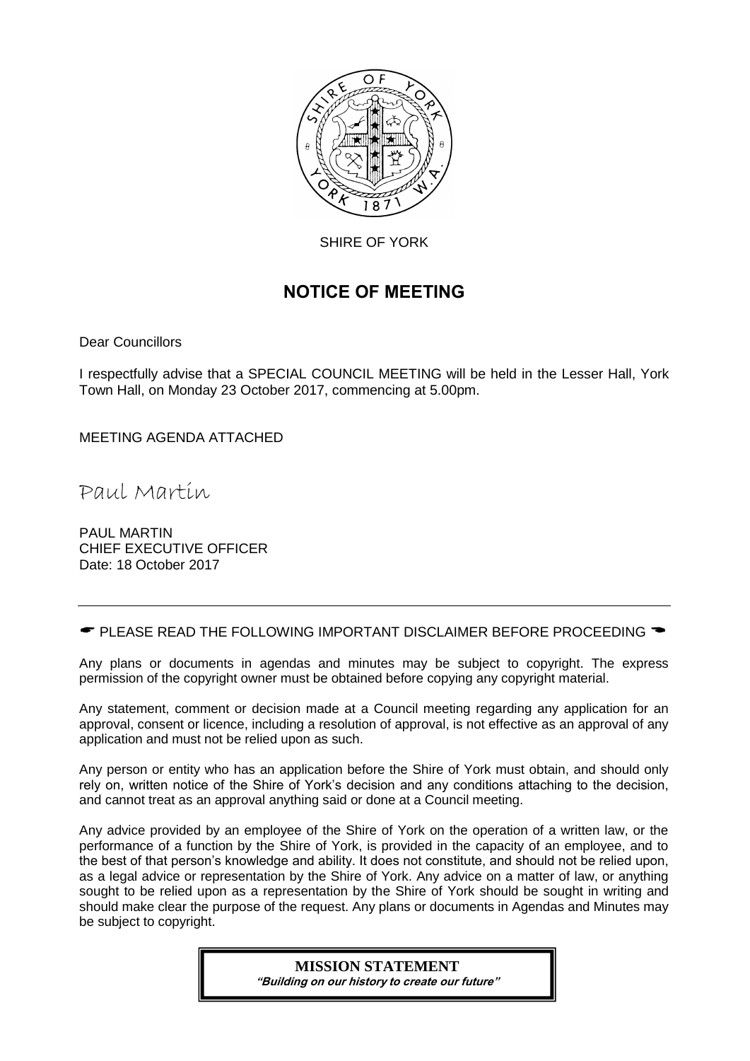SHIRE OF YORK

# NOTICE OF MEETING

Dear Councillors

I respectfully advise that a SPECIAL COUNCIL MEETING will be held in the Lesser Hall, York Town Hall, on Monday 23 October 2017, commencing at 5.00pm.

MEETING AGENDA ATTACHED

*Paul Martin*

PAUL MARTIN
CHIEF EXECUTIVE OFFICER
Date: 18 October 2017

---

☛ PLEASE READ THE FOLLOWING IMPORTANT DISCLAIMER BEFORE PROCEEDING ☚

Any plans or documents in agendas and minutes may be subject to copyright. The express permission of the copyright owner must be obtained before copying any copyright material.

Any statement, comment or decision made at a Council meeting regarding any application for an approval, consent or licence, including a resolution of approval, is not effective as an approval of any application and must not be relied upon as such.

Any person or entity who has an application before the Shire of York must obtain, and should only rely on, written notice of the Shire of York's decision and any conditions attaching to the decision, and cannot treat as an approval anything said or done at a Council meeting.

Any advice provided by an employee of the Shire of York on the operation of a written law, or the performance of a function by the Shire of York, is provided in the capacity of an employee, and to the best of that person's knowledge and ability. It does not constitute, and should not be relied upon, as a legal advice or representation by the Shire of York. Any advice on a matter of law, or anything sought to be relied upon as a representation by the Shire of York should be sought in writing and should make clear the purpose of the request. Any plans or documents in Agendas and Minutes may be subject to copyright.

**MISSION STATEMENT**
***"Building on our history to create our future"***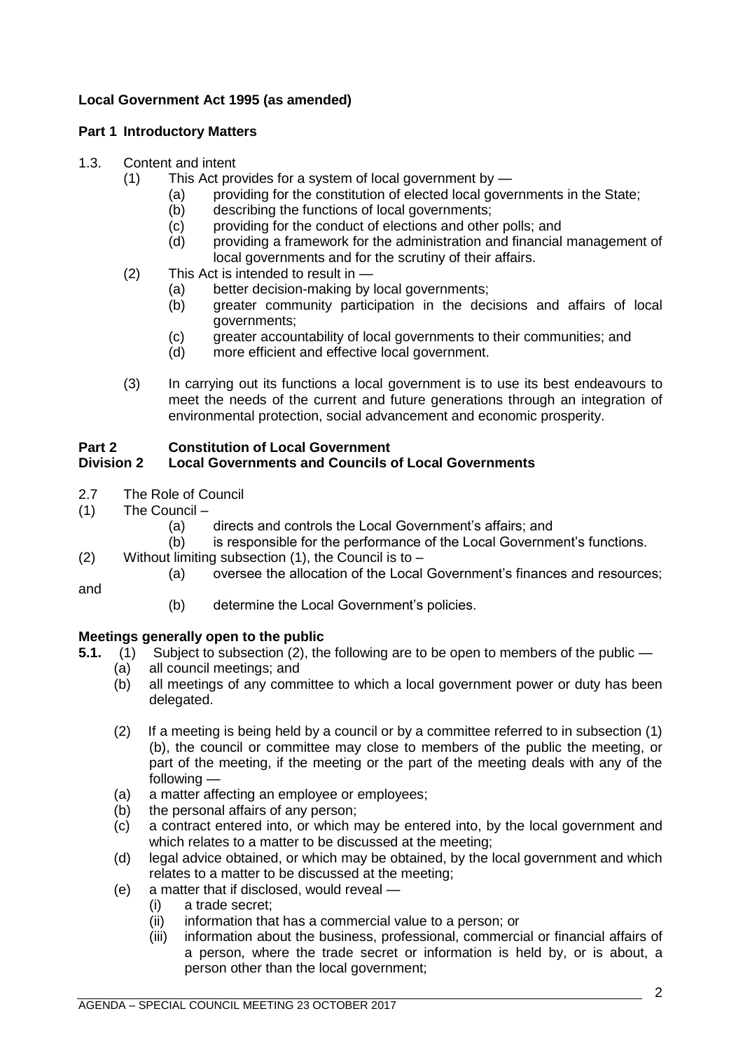**Local Government Act 1995 (as amended)**

**Part 1 Introductory Matters**

1.3. Content and intent

(1) This Act provides for a system of local government by —

(a) providing for the constitution of elected local governments in the State;

(b) describing the functions of local governments;

(c) providing for the conduct of elections and other polls; and

(d) providing a framework for the administration and financial management of local governments and for the scrutiny of their affairs.

(2) This Act is intended to result in —

(a) better decision-making by local governments;

(b) greater community participation in the decisions and affairs of local governments;

(c) greater accountability of local governments to their communities; and

(d) more efficient and effective local government.

(3) In carrying out its functions a local government is to use its best endeavours to meet the needs of the current and future generations through an integration of environmental protection, social advancement and economic prosperity.

**Part 2 Constitution of Local Government**
**Division 2 Local Governments and Councils of Local Governments**

2.7 The Role of Council

(1) The Council –

(a) directs and controls the Local Government's affairs; and

(b) is responsible for the performance of the Local Government's functions.

(2) Without limiting subsection (1), the Council is to –

(a) oversee the allocation of the Local Government's finances and resources; and

(b) determine the Local Government's policies.

**Meetings generally open to the public**

**5.1.** (1) Subject to subsection (2), the following are to be open to members of the public —

(a) all council meetings; and

(b) all meetings of any committee to which a local government power or duty has been delegated.

(2) If a meeting is being held by a council or by a committee referred to in subsection (1)(b), the council or committee may close to members of the public the meeting, or part of the meeting, if the meeting or the part of the meeting deals with any of the following —

(a) a matter affecting an employee or employees;

(b) the personal affairs of any person;

(c) a contract entered into, or which may be entered into, by the local government and which relates to a matter to be discussed at the meeting;

(d) legal advice obtained, or which may be obtained, by the local government and which relates to a matter to be discussed at the meeting;

(e) a matter that if disclosed, would reveal —

(i) a trade secret;

(ii) information that has a commercial value to a person; or

(iii) information about the business, professional, commercial or financial affairs of a person, where the trade secret or information is held by, or is about, a person other than the local government;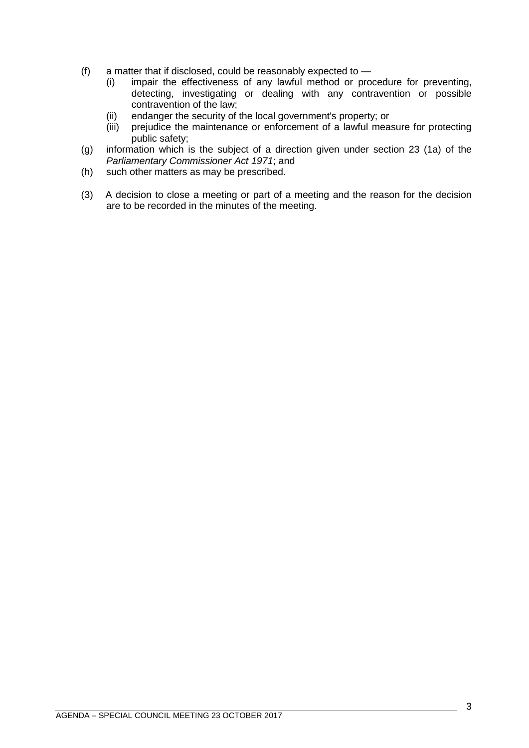(f) a matter that if disclosed, could be reasonably expected to —
    (i) impair the effectiveness of any lawful method or procedure for preventing, detecting, investigating or dealing with any contravention or possible contravention of the law;
    (ii) endanger the security of the local government's property; or
    (iii) prejudice the maintenance or enforcement of a lawful measure for protecting public safety;
(g) information which is the subject of a direction given under section 23 (1a) of the *Parliamentary Commissioner Act 1971*; and
(h) such other matters as may be prescribed.

(3) A decision to close a meeting or part of a meeting and the reason for the decision are to be recorded in the minutes of the meeting.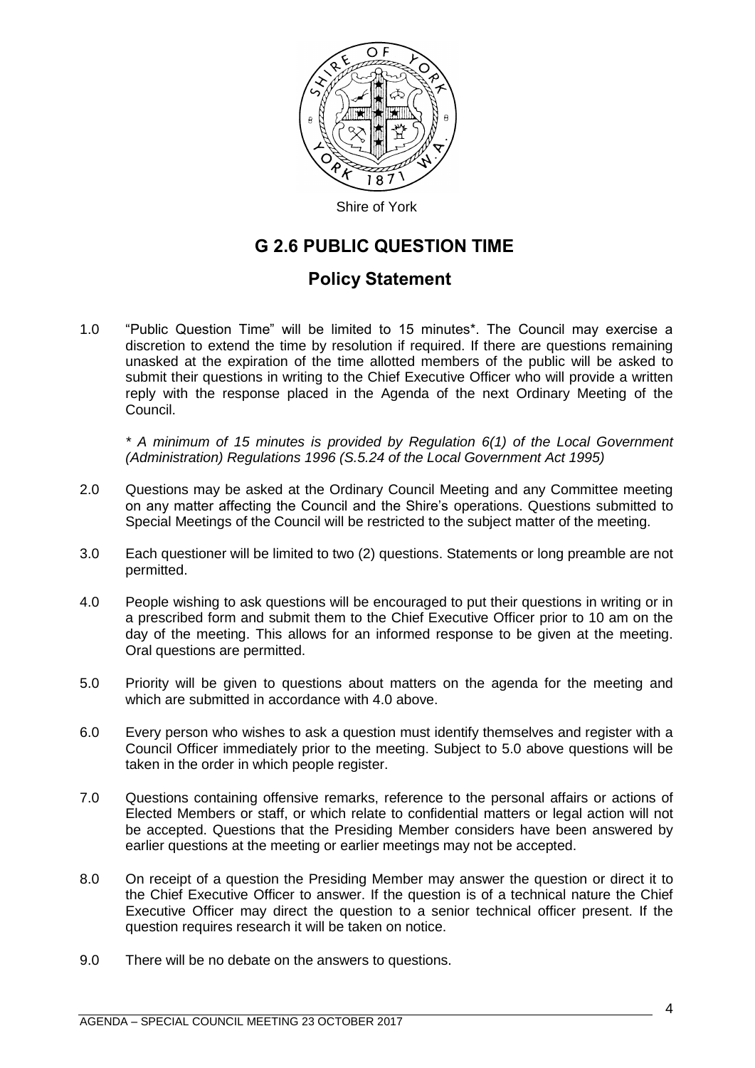Shire of York

# G 2.6 PUBLIC QUESTION TIME

## Policy Statement

1.0 "Public Question Time" will be limited to 15 minutes*. The Council may exercise a discretion to extend the time by resolution if required. If there are questions remaining unasked at the expiration of the time allotted members of the public will be asked to submit their questions in writing to the Chief Executive Officer who will provide a written reply with the response placed in the Agenda of the next Ordinary Meeting of the Council.

*\* A minimum of 15 minutes is provided by Regulation 6(1) of the Local Government (Administration) Regulations 1996 (S.5.24 of the Local Government Act 1995)*

2.0 Questions may be asked at the Ordinary Council Meeting and any Committee meeting on any matter affecting the Council and the Shire's operations. Questions submitted to Special Meetings of the Council will be restricted to the subject matter of the meeting.

3.0 Each questioner will be limited to two (2) questions. Statements or long preamble are not permitted.

4.0 People wishing to ask questions will be encouraged to put their questions in writing or in a prescribed form and submit them to the Chief Executive Officer prior to 10 am on the day of the meeting. This allows for an informed response to be given at the meeting. Oral questions are permitted.

5.0 Priority will be given to questions about matters on the agenda for the meeting and which are submitted in accordance with 4.0 above.

6.0 Every person who wishes to ask a question must identify themselves and register with a Council Officer immediately prior to the meeting. Subject to 5.0 above questions will be taken in the order in which people register.

7.0 Questions containing offensive remarks, reference to the personal affairs or actions of Elected Members or staff, or which relate to confidential matters or legal action will not be accepted. Questions that the Presiding Member considers have been answered by earlier questions at the meeting or earlier meetings may not be accepted.

8.0 On receipt of a question the Presiding Member may answer the question or direct it to the Chief Executive Officer to answer. If the question is of a technical nature the Chief Executive Officer may direct the question to a senior technical officer present. If the question requires research it will be taken on notice.

9.0 There will be no debate on the answers to questions.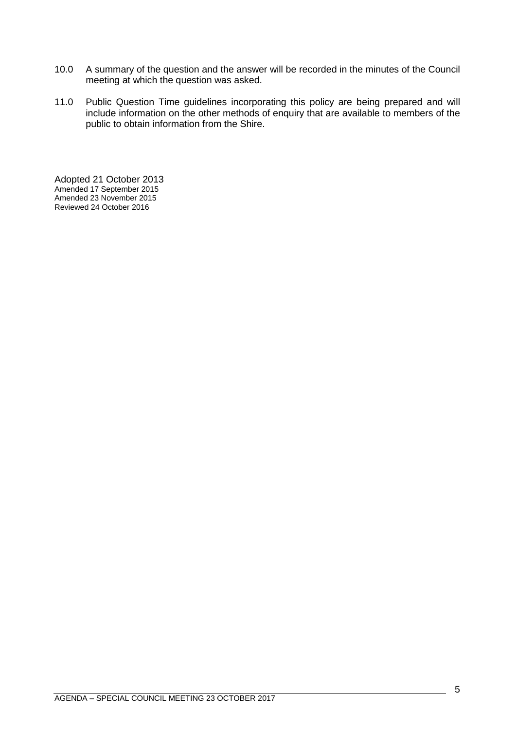10.0 A summary of the question and the answer will be recorded in the minutes of the Council meeting at which the question was asked.

11.0 Public Question Time guidelines incorporating this policy are being prepared and will include information on the other methods of enquiry that are available to members of the public to obtain information from the Shire.

Adopted 21 October 2013
Amended 17 September 2015
Amended 23 November 2015
Reviewed 24 October 2016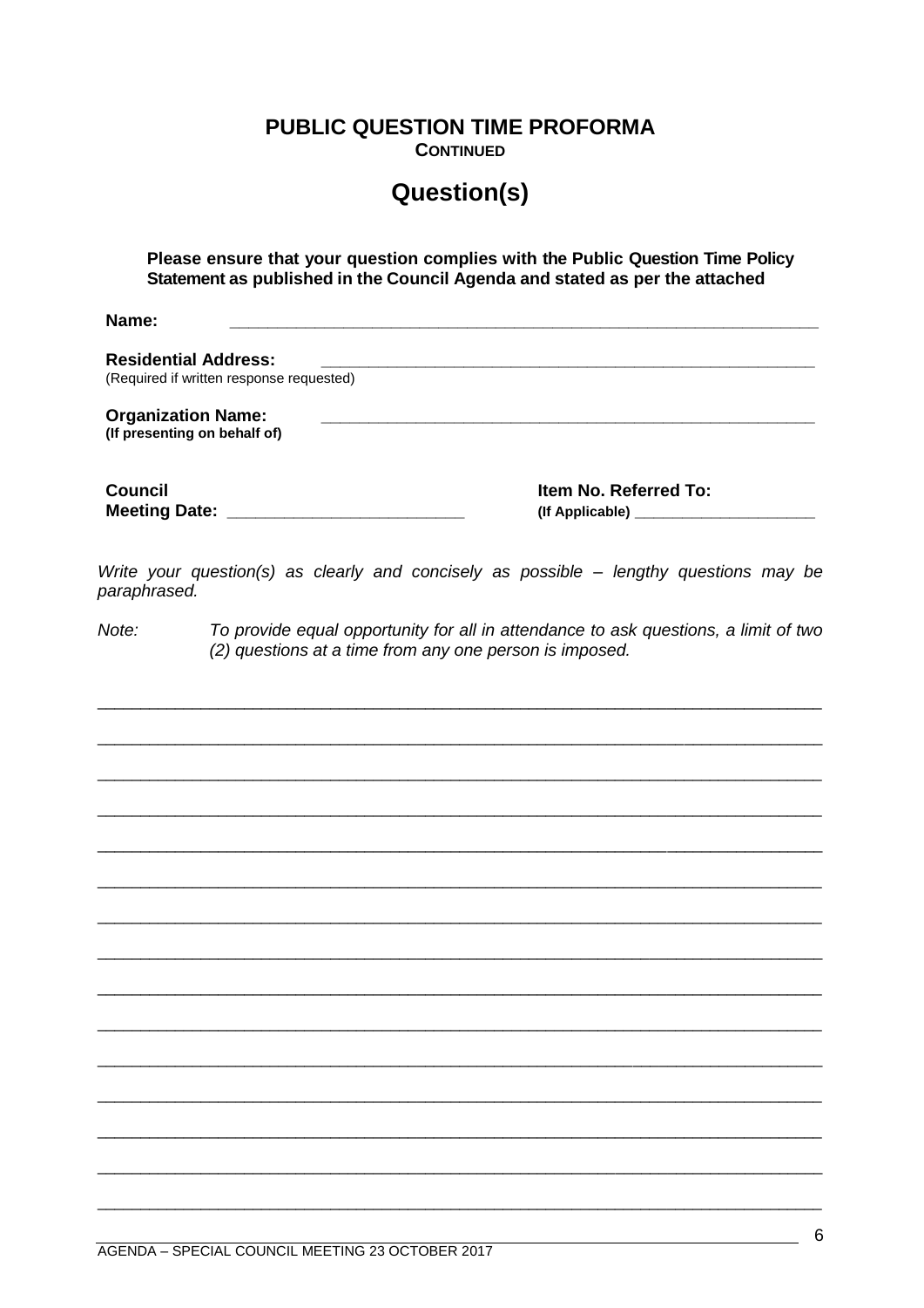# PUBLIC QUESTION TIME PROFORMA

**CONTINUED**

## Question(s)

**Please ensure that your question complies with the Public Question Time Policy Statement as published in the Council Agenda and stated as per the attached**

**Name:** ______________________________________________________________

**Residential Address:** ______________________________________________________
(Required if written response requested)

**Organization Name:** ______________________________________________________
**(If presenting on behalf of)**

**Council Meeting Date:** ________________________ **Item No. Referred To:** **(If Applicable)** ____________________

*Write your question(s) as clearly and concisely as possible – lengthy questions may be paraphrased.*

*Note: To provide equal opportunity for all in attendance to ask questions, a limit of two (2) questions at a time from any one person is imposed.*

___________________________________________________________________________

___________________________________________________________________________

___________________________________________________________________________

___________________________________________________________________________

___________________________________________________________________________

___________________________________________________________________________

___________________________________________________________________________

___________________________________________________________________________

___________________________________________________________________________

___________________________________________________________________________

___________________________________________________________________________

___________________________________________________________________________

___________________________________________________________________________

___________________________________________________________________________

___________________________________________________________________________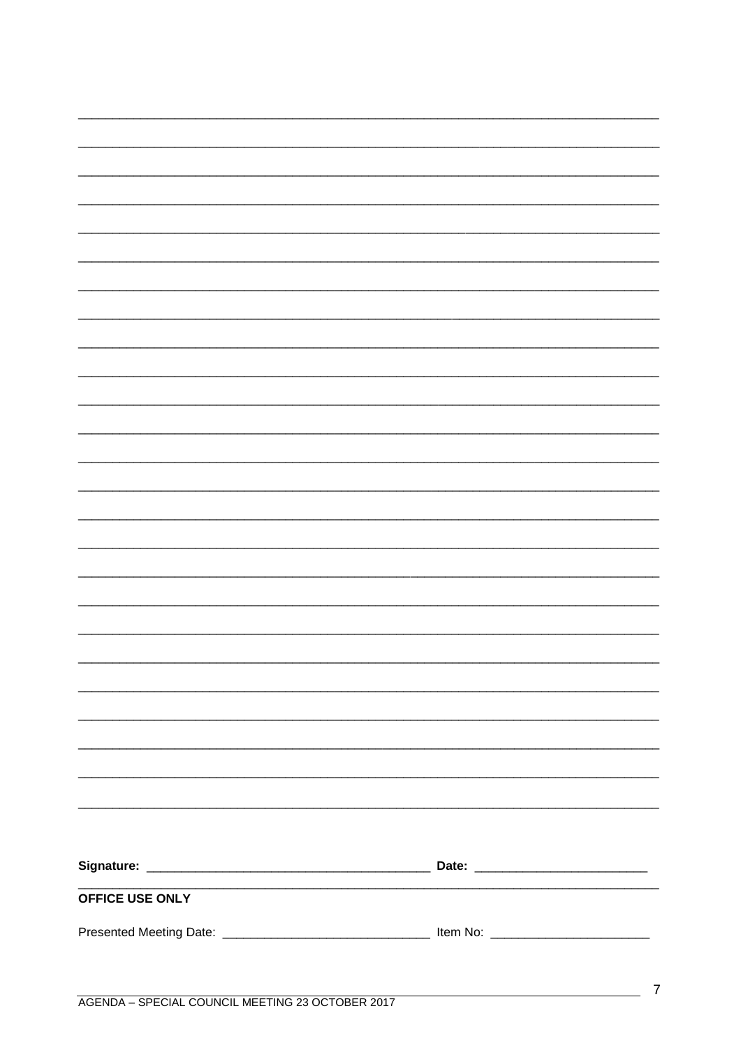_______________________________________________________________________________

_______________________________________________________________________________

_______________________________________________________________________________

_______________________________________________________________________________

_______________________________________________________________________________

_______________________________________________________________________________

_______________________________________________________________________________

_______________________________________________________________________________

_______________________________________________________________________________

_______________________________________________________________________________

_______________________________________________________________________________

_______________________________________________________________________________

_______________________________________________________________________________

_______________________________________________________________________________

_______________________________________________________________________________

_______________________________________________________________________________

_______________________________________________________________________________

_______________________________________________________________________________

_______________________________________________________________________________

_______________________________________________________________________________

_______________________________________________________________________________

_______________________________________________________________________________

_______________________________________________________________________________

_______________________________________________________________________________

_______________________________________________________________________________

**Signature:** _________________________________________ **Date:** _________________________

**OFFICE USE ONLY**

Presented Meeting Date: ______________________________ Item No: _______________________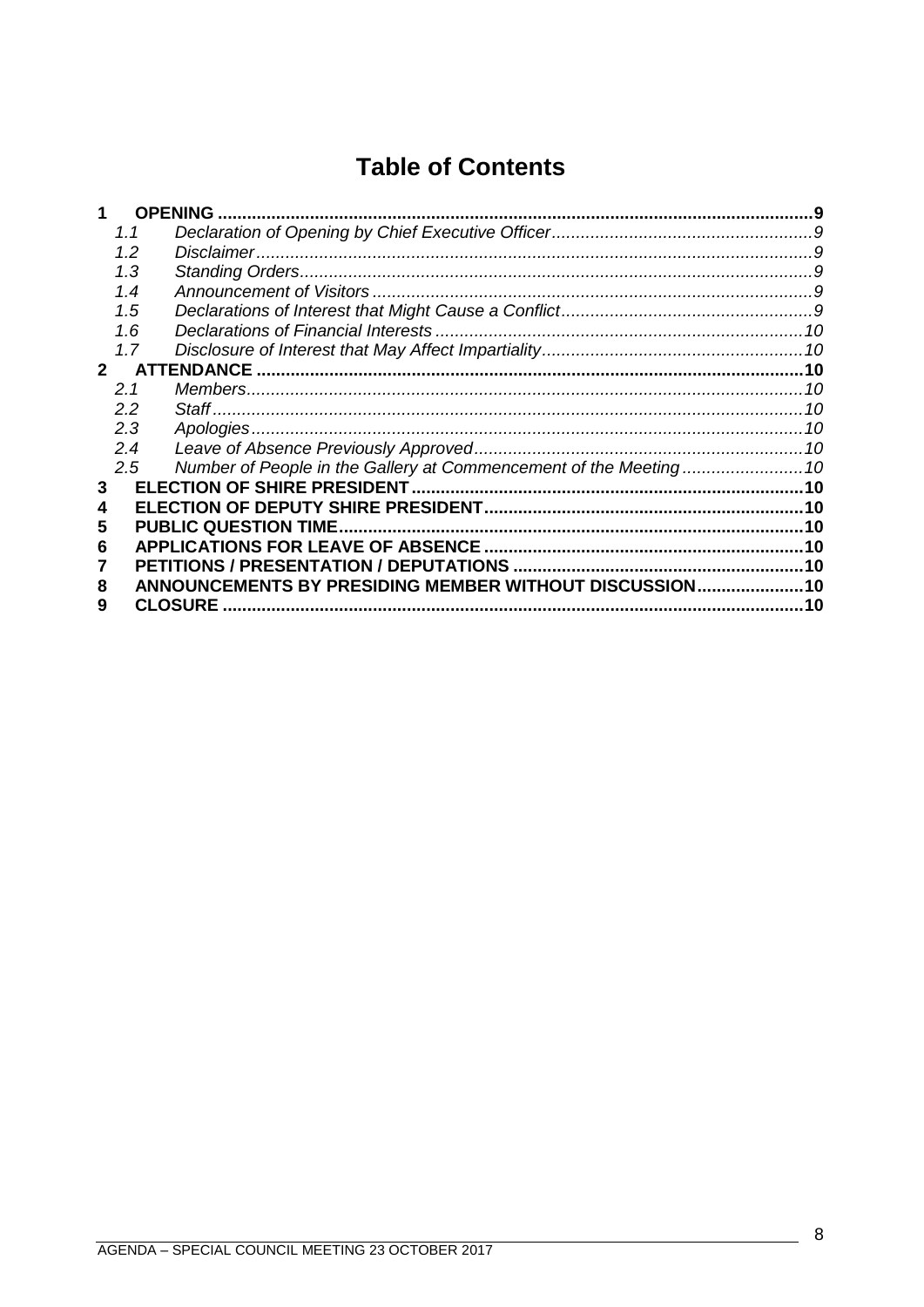# Table of Contents

**1 OPENING** .......... **9**
- *1.1 Declaration of Opening by Chief Executive Officer* .......... *9*
- *1.2 Disclaimer* .......... *9*
- *1.3 Standing Orders* .......... *9*
- *1.4 Announcement of Visitors* .......... *9*
- *1.5 Declarations of Interest that Might Cause a Conflict* .......... *9*
- *1.6 Declarations of Financial Interests* .......... *10*
- *1.7 Disclosure of Interest that May Affect Impartiality* .......... *10*

**2 ATTENDANCE** .......... **10**
- *2.1 Members* .......... *10*
- *2.2 Staff* .......... *10*
- *2.3 Apologies* .......... *10*
- *2.4 Leave of Absence Previously Approved* .......... *10*
- *2.5 Number of People in the Gallery at Commencement of the Meeting* .......... *10*

**3 ELECTION OF SHIRE PRESIDENT** .......... **10**

**4 ELECTION OF DEPUTY SHIRE PRESIDENT** .......... **10**

**5 PUBLIC QUESTION TIME** .......... **10**

**6 APPLICATIONS FOR LEAVE OF ABSENCE** .......... **10**

**7 PETITIONS / PRESENTATION / DEPUTATIONS** .......... **10**

**8 ANNOUNCEMENTS BY PRESIDING MEMBER WITHOUT DISCUSSION** .......... **10**

**9 CLOSURE** .......... **10**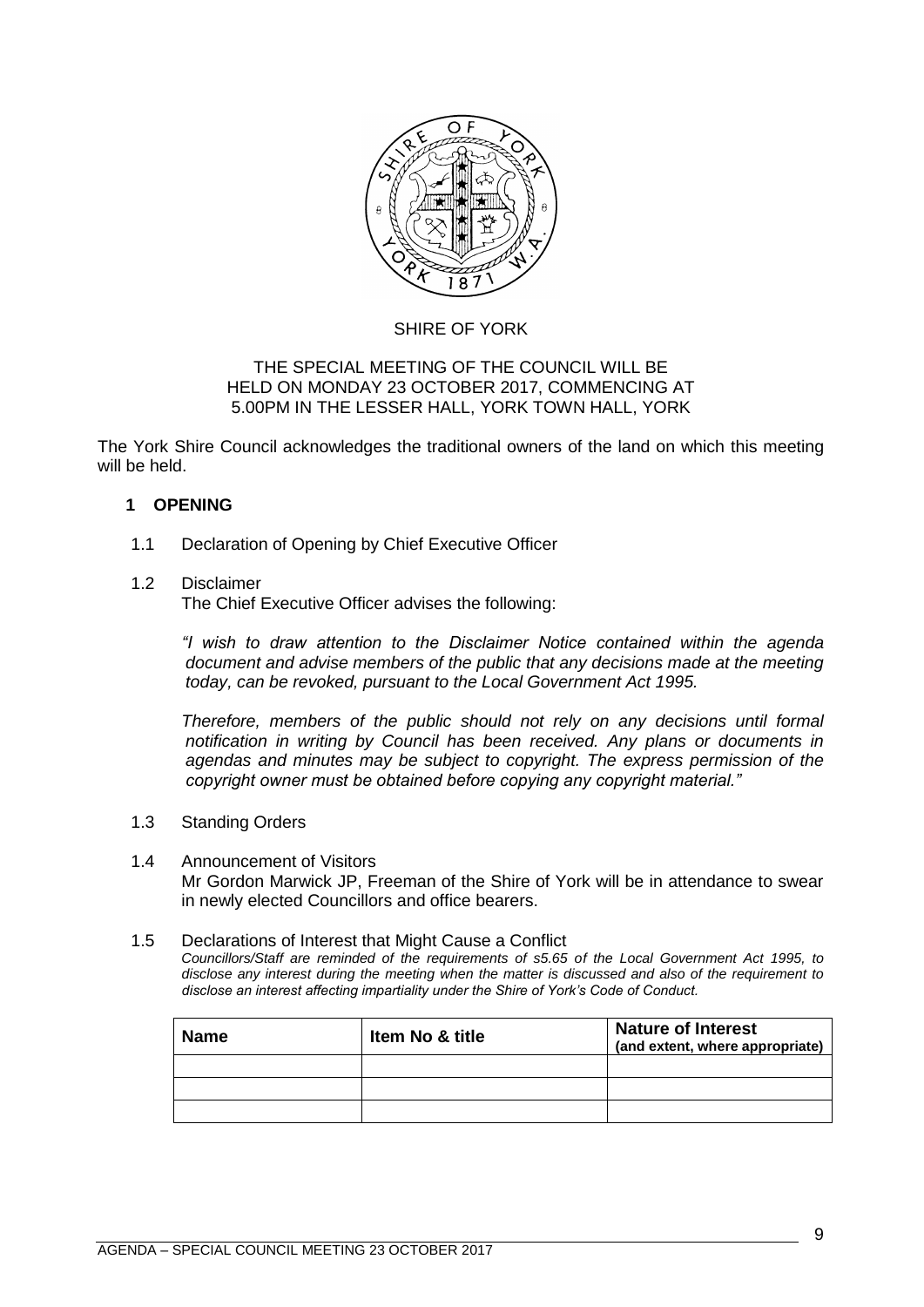SHIRE OF YORK

THE SPECIAL MEETING OF THE COUNCIL WILL BE HELD ON MONDAY 23 OCTOBER 2017, COMMENCING AT 5.00PM IN THE LESSER HALL, YORK TOWN HALL, YORK

The York Shire Council acknowledges the traditional owners of the land on which this meeting will be held.

## 1 OPENING

1.1 Declaration of Opening by Chief Executive Officer

1.2 Disclaimer

The Chief Executive Officer advises the following:

*"I wish to draw attention to the Disclaimer Notice contained within the agenda document and advise members of the public that any decisions made at the meeting today, can be revoked, pursuant to the Local Government Act 1995.*

*Therefore, members of the public should not rely on any decisions until formal notification in writing by Council has been received. Any plans or documents in agendas and minutes may be subject to copyright. The express permission of the copyright owner must be obtained before copying any copyright material."*

1.3 Standing Orders

1.4 Announcement of Visitors

Mr Gordon Marwick JP, Freeman of the Shire of York will be in attendance to swear in newly elected Councillors and office bearers.

1.5 Declarations of Interest that Might Cause a Conflict

*Councillors/Staff are reminded of the requirements of s5.65 of the Local Government Act 1995, to disclose any interest during the meeting when the matter is discussed and also of the requirement to disclose an interest affecting impartiality under the Shire of York's Code of Conduct.*

| Name | Item No & title | Nature of Interest (and extent, where appropriate) |
|---|---|---|
| | | |
| | | |
| | | |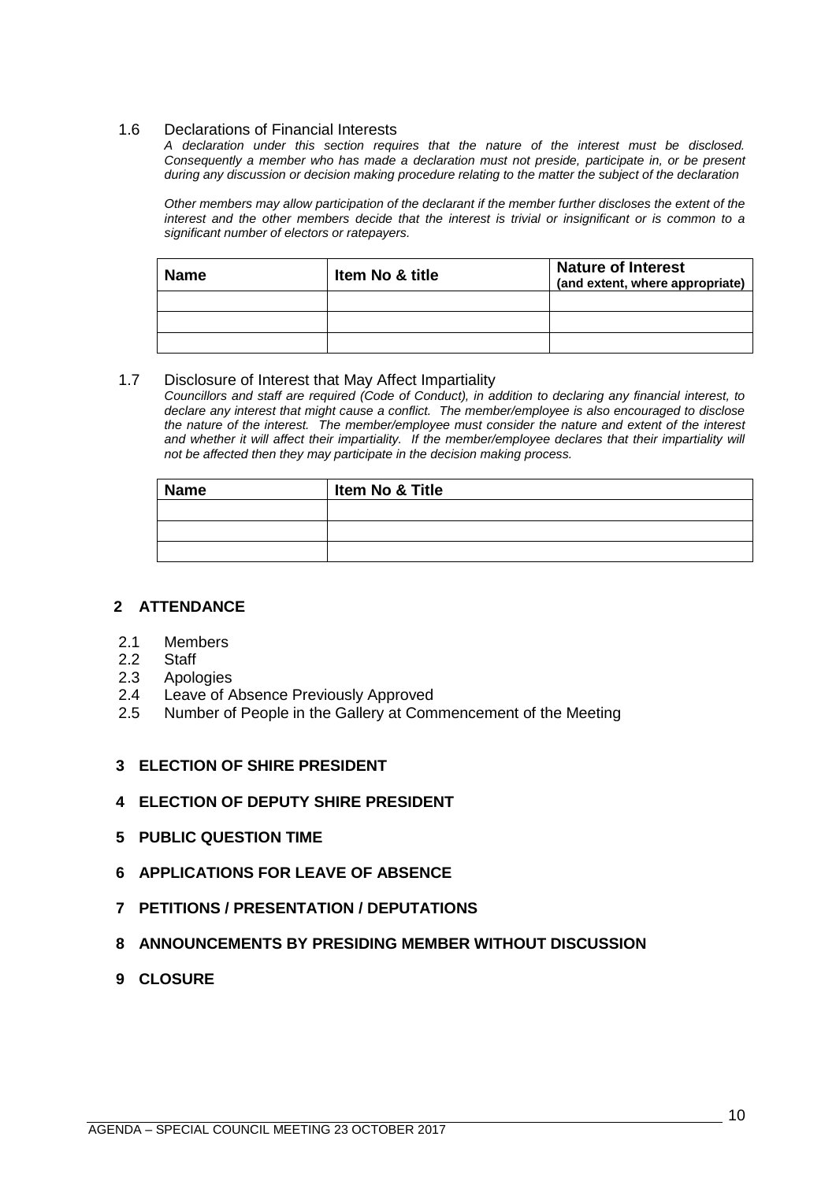### 1.6 Declarations of Financial Interests

*A declaration under this section requires that the nature of the interest must be disclosed. Consequently a member who has made a declaration must not preside, participate in, or be present during any discussion or decision making procedure relating to the matter the subject of the declaration*

*Other members may allow participation of the declarant if the member further discloses the extent of the interest and the other members decide that the interest is trivial or insignificant or is common to a significant number of electors or ratepayers.*

| Name | Item No & title | Nature of Interest (and extent, where appropriate) |
|---|---|---|
| | | |
| | | |
| | | |

### 1.7 Disclosure of Interest that May Affect Impartiality

*Councillors and staff are required (Code of Conduct), in addition to declaring any financial interest, to declare any interest that might cause a conflict. The member/employee is also encouraged to disclose the nature of the interest. The member/employee must consider the nature and extent of the interest and whether it will affect their impartiality. If the member/employee declares that their impartiality will not be affected then they may participate in the decision making process.*

| Name | Item No & Title |
|---|---|
| | |
| | |
| | |

## 2 ATTENDANCE

2.1 Members
2.2 Staff
2.3 Apologies
2.4 Leave of Absence Previously Approved
2.5 Number of People in the Gallery at Commencement of the Meeting

## 3 ELECTION OF SHIRE PRESIDENT

## 4 ELECTION OF DEPUTY SHIRE PRESIDENT

## 5 PUBLIC QUESTION TIME

## 6 APPLICATIONS FOR LEAVE OF ABSENCE

## 7 PETITIONS / PRESENTATION / DEPUTATIONS

## 8 ANNOUNCEMENTS BY PRESIDING MEMBER WITHOUT DISCUSSION

## 9 CLOSURE